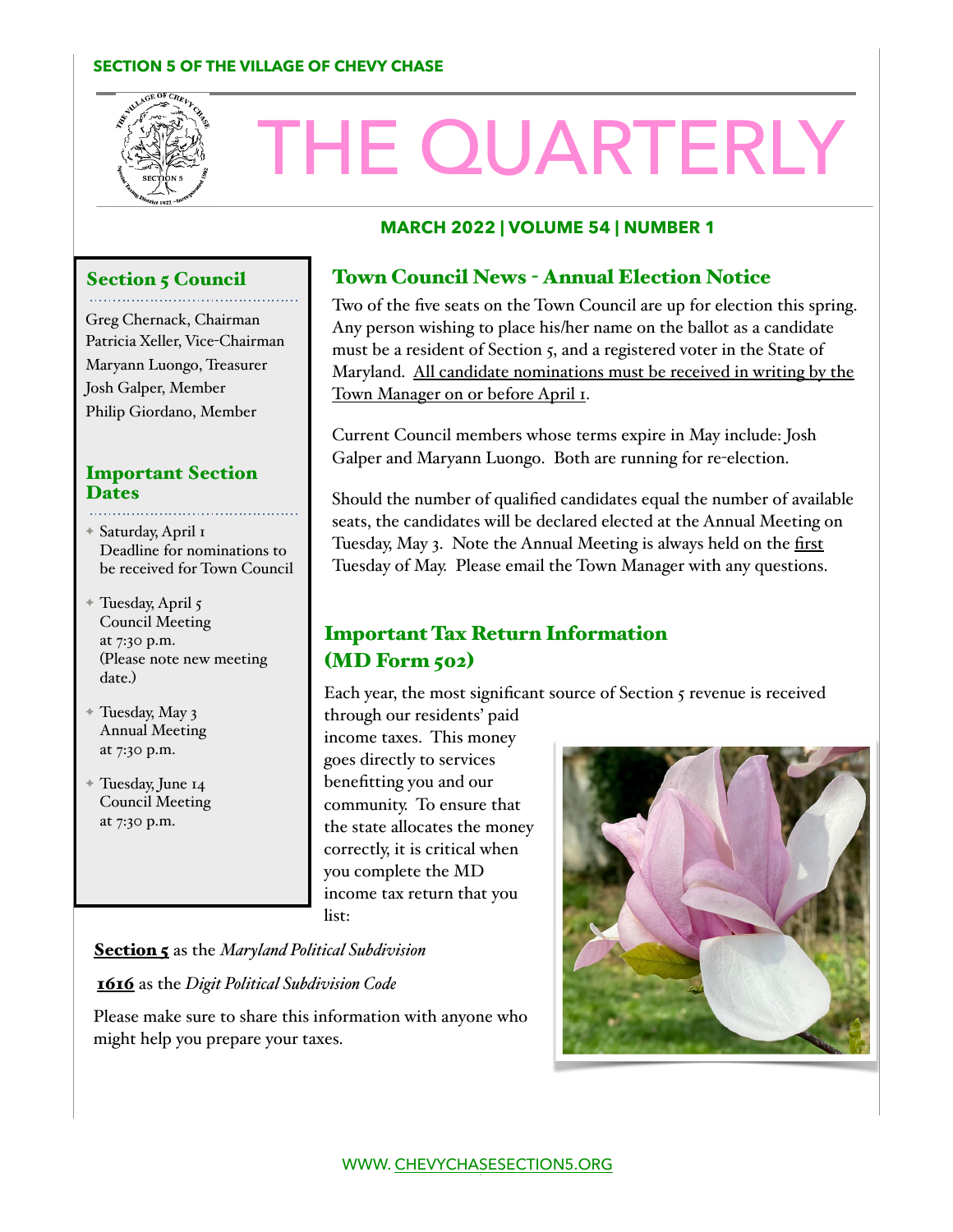SECTION 5 OF THE VILLAGE OF CHEVY CHASE

# THE QUARTERLY

**MARCH 2022 | VOLUME 54 | NUMBER 1**

## Section 5 Council

Greg Chernack, Chairman
Patricia Xeller, Vice-Chairman
Maryann Luongo, Treasurer
Josh Galper, Member
Philip Giordano, Member

## Important Section Dates

- Saturday, April 1
  Deadline for nominations to be received for Town Council
- Tuesday, April 5
  Council Meeting
  at 7:30 p.m.
  (Please note new meeting date.)
- Tuesday, May 3
  Annual Meeting
  at 7:30 p.m.
- Tuesday, June 14
  Council Meeting
  at 7:30 p.m.

## Town Council News - Annual Election Notice

Two of the five seats on the Town Council are up for election this spring. Any person wishing to place his/her name on the ballot as a candidate must be a resident of Section 5, and a registered voter in the State of Maryland. All candidate nominations must be received in writing by the Town Manager on or before April 1.

Current Council members whose terms expire in May include: Josh Galper and Maryann Luongo. Both are running for re-election.

Should the number of qualified candidates equal the number of available seats, the candidates will be declared elected at the Annual Meeting on Tuesday, May 3. Note the Annual Meeting is always held on the first Tuesday of May. Please email the Town Manager with any questions.

## Important Tax Return Information (MD Form 502)

Each year, the most significant source of Section 5 revenue is received through our residents' paid income taxes. This money goes directly to services benefitting you and our community. To ensure that the state allocates the money correctly, it is critical when you complete the MD income tax return that you list:

**Section 5** as the *Maryland Political Subdivision*

**1616** as the *Digit Political Subdivision Code*

Please make sure to share this information with anyone who might help you prepare your taxes.

WWW. CHEVYCHASESECTION5.ORG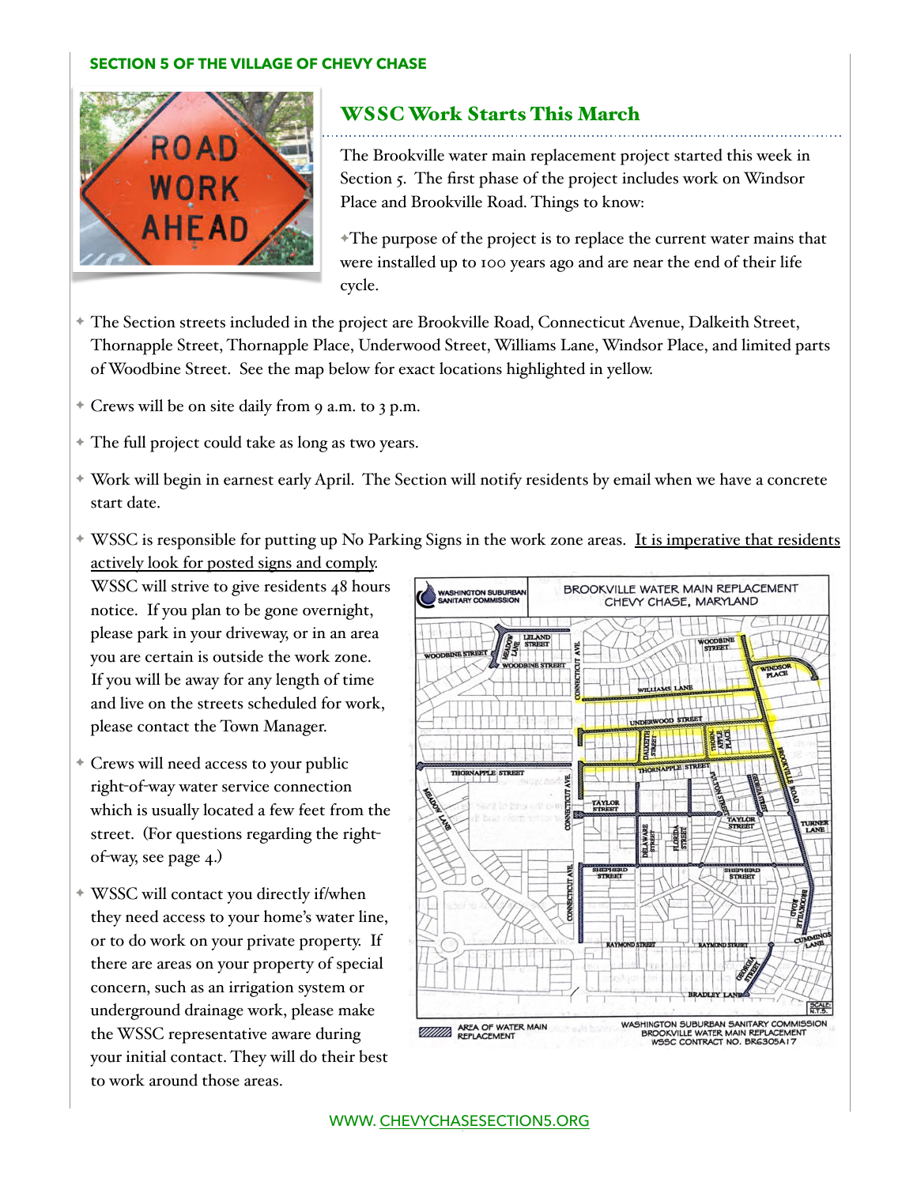**SECTION 5 OF THE VILLAGE OF CHEVY CHASE**

## WSSC Work Starts This March

The Brookville water main replacement project started this week in Section 5. The first phase of the project includes work on Windsor Place and Brookville Road. Things to know:

- The purpose of the project is to replace the current water mains that were installed up to 100 years ago and are near the end of their life cycle.
- The Section streets included in the project are Brookville Road, Connecticut Avenue, Dalkeith Street, Thornapple Street, Thornapple Place, Underwood Street, Williams Lane, Windsor Place, and limited parts of Woodbine Street. See the map below for exact locations highlighted in yellow.
- Crews will be on site daily from 9 a.m. to 3 p.m.
- The full project could take as long as two years.
- Work will begin in earnest early April. The Section will notify residents by email when we have a concrete start date.
- WSSC is responsible for putting up No Parking Signs in the work zone areas. It is imperative that residents actively look for posted signs and comply. WSSC will strive to give residents 48 hours notice. If you plan to be gone overnight, please park in your driveway, or in an area you are certain is outside the work zone. If you will be away for any length of time and live on the streets scheduled for work, please contact the Town Manager.
- Crews will need access to your public right-of-way water service connection which is usually located a few feet from the street. (For questions regarding the right-of-way, see page 4.)
- WSSC will contact you directly if/when they need access to your home's water line, or to do work on your private property. If there are areas on your property of special concern, such as an irrigation system or underground drainage work, please make the WSSC representative aware during your initial contact. They will do their best to work around those areas.

WASHINGTON SUBURBAN SANITARY COMMISSION — BROOKVILLE WATER MAIN REPLACEMENT, CHEVY CHASE, MARYLAND

AREA OF WATER MAIN REPLACEMENT

WASHINGTON SUBURBAN SANITARY COMMISSION BROOKVILLE WATER MAIN REPLACEMENT WSSC CONTRACT NO. BR6305A17

WWW. CHEVYCHASESECTION5.ORG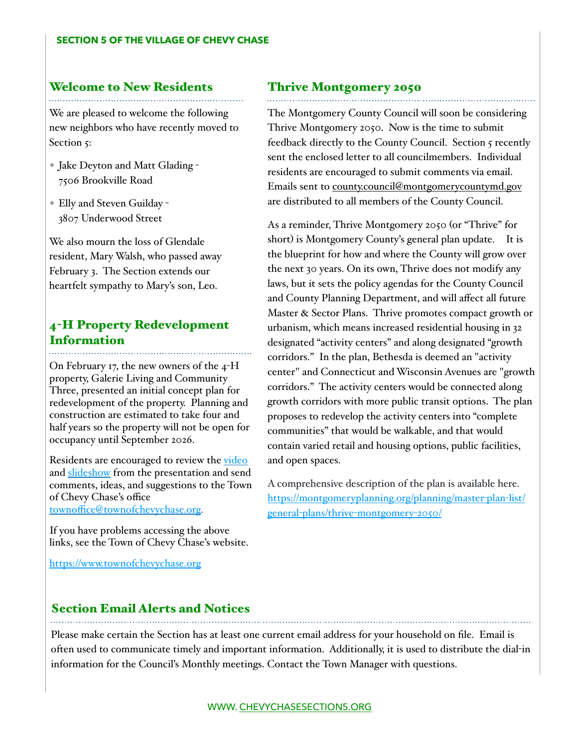## Welcome to New Residents

We are pleased to welcome the following new neighbors who have recently moved to Section 5:

- Jake Deyton and Matt Glading - 7506 Brookville Road
- Elly and Steven Guilday - 3807 Underwood Street

We also mourn the loss of Glendale resident, Mary Walsh, who passed away February 3. The Section extends our heartfelt sympathy to Mary's son, Leo.

## 4-H Property Redevelopment Information

On February 17, the new owners of the 4-H property, Galerie Living and Community Three, presented an initial concept plan for redevelopment of the property. Planning and construction are estimated to take four and half years so the property will not be open for occupancy until September 2026.

Residents are encouraged to review the [video](#) and [slideshow](#) from the presentation and send comments, ideas, and suggestions to the Town of Chevy Chase's office townoffice@townofchevychase.org.

If you have problems accessing the above links, see the Town of Chevy Chase's website.

https://www.townofchevychase.org

## Thrive Montgomery 2050

The Montgomery County Council will soon be considering Thrive Montgomery 2050. Now is the time to submit feedback directly to the County Council. Section 5 recently sent the enclosed letter to all councilmembers. Individual residents are encouraged to submit comments via email. Emails sent to county.council@montgomerycountymd.gov are distributed to all members of the County Council.

As a reminder, Thrive Montgomery 2050 (or "Thrive" for short) is Montgomery County's general plan update. It is the blueprint for how and where the County will grow over the next 30 years. On its own, Thrive does not modify any laws, but it sets the policy agendas for the County Council and County Planning Department, and will affect all future Master & Sector Plans. Thrive promotes compact growth or urbanism, which means increased residential housing in 32 designated "activity centers" and along designated "growth corridors." In the plan, Bethesda is deemed an "activity center" and Connecticut and Wisconsin Avenues are "growth corridors." The activity centers would be connected along growth corridors with more public transit options. The plan proposes to redevelop the activity centers into "complete communities" that would be walkable, and that would contain varied retail and housing options, public facilities, and open spaces.

A comprehensive description of the plan is available here. https://montgomeryplanning.org/planning/master-plan-list/general-plans/thrive-montgomery-2050/

## Section Email Alerts and Notices

Please make certain the Section has at least one current email address for your household on file. Email is often used to communicate timely and important information. Additionally, it is used to distribute the dial-in information for the Council's Monthly meetings. Contact the Town Manager with questions.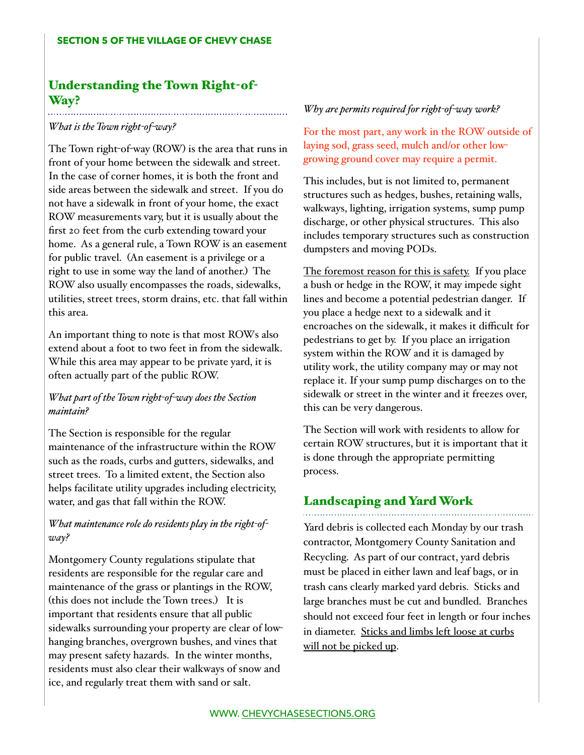## Understanding the Town Right-of-Way?

*What is the Town right-of-way?*

The Town right-of-way (ROW) is the area that runs in front of your home between the sidewalk and street. In the case of corner homes, it is both the front and side areas between the sidewalk and street. If you do not have a sidewalk in front of your home, the exact ROW measurements vary, but it is usually about the first 20 feet from the curb extending toward your home. As a general rule, a Town ROW is an easement for public travel. (An easement is a privilege or a right to use in some way the land of another.) The ROW also usually encompasses the roads, sidewalks, utilities, street trees, storm drains, etc. that fall within this area.

An important thing to note is that most ROWs also extend about a foot to two feet in from the sidewalk. While this area may appear to be private yard, it is often actually part of the public ROW.

*What part of the Town right-of-way does the Section maintain?*

The Section is responsible for the regular maintenance of the infrastructure within the ROW such as the roads, curbs and gutters, sidewalks, and street trees. To a limited extent, the Section also helps facilitate utility upgrades including electricity, water, and gas that fall within the ROW.

*What maintenance role do residents play in the right-of-way?*

Montgomery County regulations stipulate that residents are responsible for the regular care and maintenance of the grass or plantings in the ROW, (this does not include the Town trees.) It is important that residents ensure that all public sidewalks surrounding your property are clear of low-hanging branches, overgrown bushes, and vines that may present safety hazards. In the winter months, residents must also clear their walkways of snow and ice, and regularly treat them with sand or salt.

*Why are permits required for right-of-way work?*

For the most part, any work in the ROW outside of laying sod, grass seed, mulch and/or other low-growing ground cover may require a permit.

This includes, but is not limited to, permanent structures such as hedges, bushes, retaining walls, walkways, lighting, irrigation systems, sump pump discharge, or other physical structures. This also includes temporary structures such as construction dumpsters and moving PODs.

The foremost reason for this is safety. If you place a bush or hedge in the ROW, it may impede sight lines and become a potential pedestrian danger. If you place a hedge next to a sidewalk and it encroaches on the sidewalk, it makes it difficult for pedestrians to get by. If you place an irrigation system within the ROW and it is damaged by utility work, the utility company may or may not replace it. If your sump pump discharges on to the sidewalk or street in the winter and it freezes over, this can be very dangerous.

The Section will work with residents to allow for certain ROW structures, but it is important that it is done through the appropriate permitting process.

## Landscaping and Yard Work

Yard debris is collected each Monday by our trash contractor, Montgomery County Sanitation and Recycling. As part of our contract, yard debris must be placed in either lawn and leaf bags, or in trash cans clearly marked yard debris. Sticks and large branches must be cut and bundled. Branches should not exceed four feet in length or four inches in diameter. Sticks and limbs left loose at curbs will not be picked up.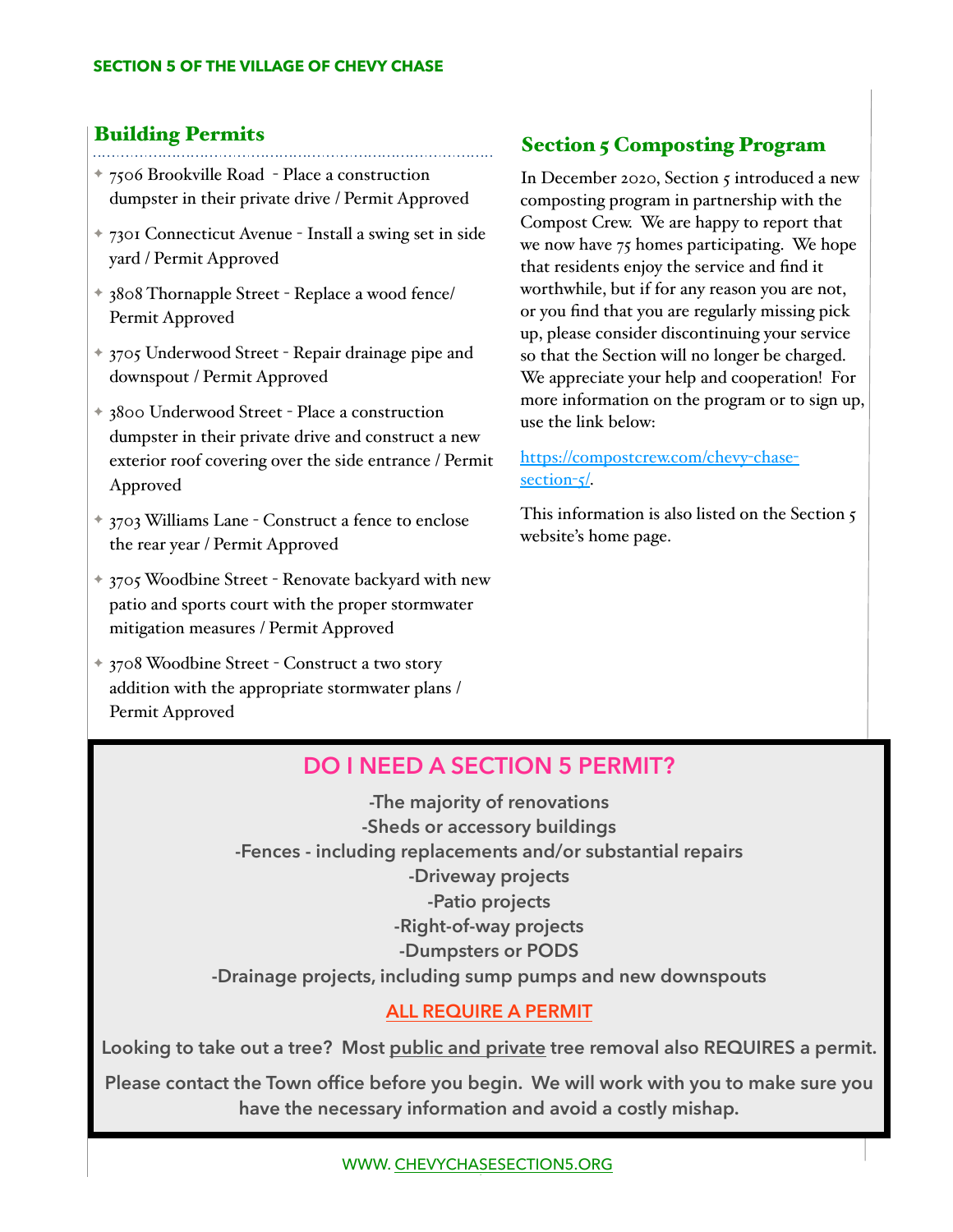## Building Permits

- 7506 Brookville Road - Place a construction dumpster in their private drive / Permit Approved
- 7301 Connecticut Avenue - Install a swing set in side yard / Permit Approved
- 3808 Thornapple Street - Replace a wood fence/ Permit Approved
- 3705 Underwood Street - Repair drainage pipe and downspout / Permit Approved
- 3800 Underwood Street - Place a construction dumpster in their private drive and construct a new exterior roof covering over the side entrance / Permit Approved
- 3703 Williams Lane - Construct a fence to enclose the rear year / Permit Approved
- 3705 Woodbine Street - Renovate backyard with new patio and sports court with the proper stormwater mitigation measures / Permit Approved
- 3708 Woodbine Street - Construct a two story addition with the appropriate stormwater plans / Permit Approved

## Section 5 Composting Program

In December 2020, Section 5 introduced a new composting program in partnership with the Compost Crew. We are happy to report that we now have 75 homes participating. We hope that residents enjoy the service and find it worthwhile, but if for any reason you are not, or you find that you are regularly missing pick up, please consider discontinuing your service so that the Section will no longer be charged. We appreciate your help and cooperation! For more information on the program or to sign up, use the link below:

https://compostcrew.com/chevy-chase-section-5/.

This information is also listed on the Section 5 website's home page.

## DO I NEED A SECTION 5 PERMIT?

**-The majority of renovations**
**-Sheds or accessory buildings**
**-Fences - including replacements and/or substantial repairs**
**-Driveway projects**
**-Patio projects**
**-Right-of-way projects**
**-Dumpsters or PODS**
**-Drainage projects, including sump pumps and new downspouts**

**ALL REQUIRE A PERMIT**

**Looking to take out a tree? Most public and private tree removal also REQUIRES a permit.**

**Please contact the Town office before you begin. We will work with you to make sure you have the necessary information and avoid a costly mishap.**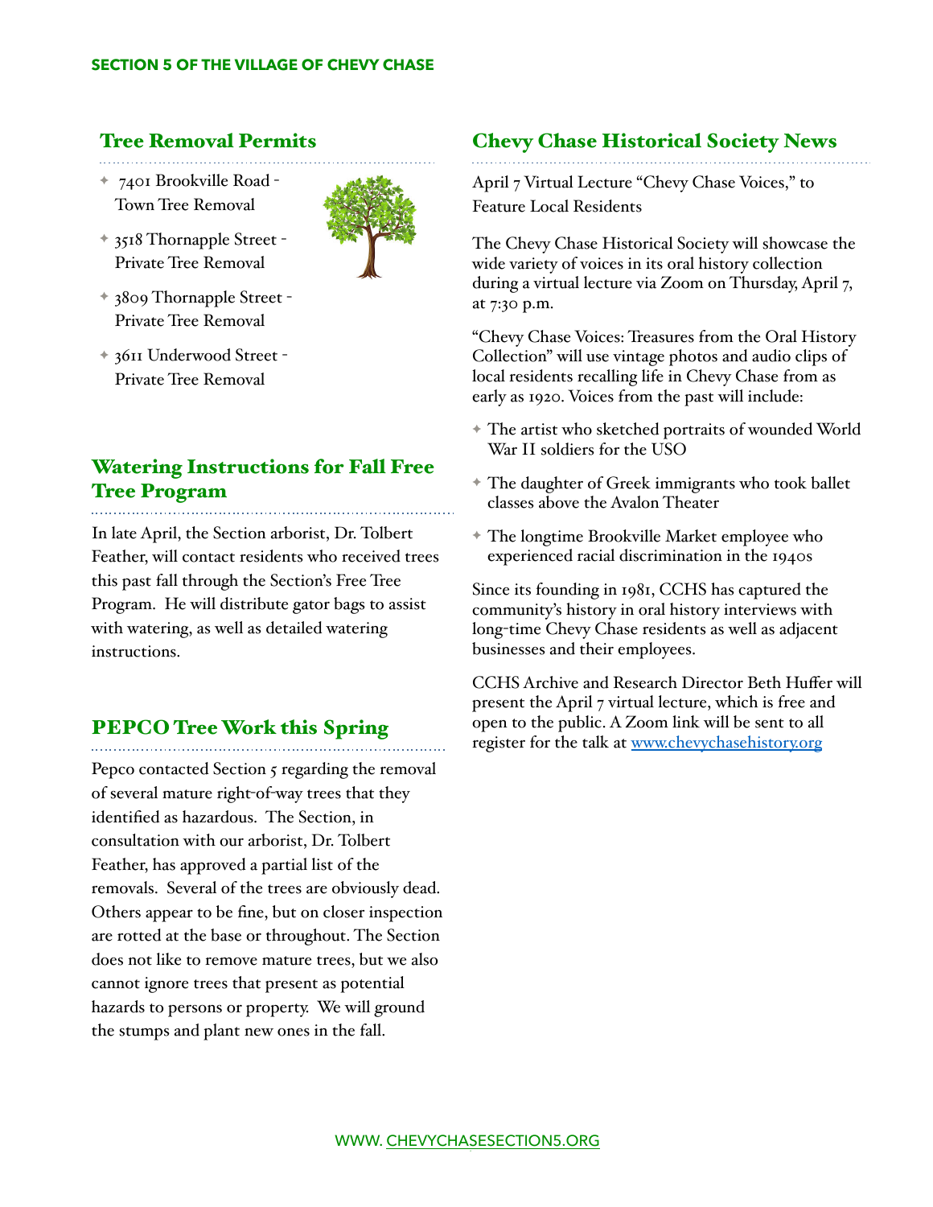## Tree Removal Permits

- 7401 Brookville Road - Town Tree Removal
- 3518 Thornapple Street - Private Tree Removal
- 3809 Thornapple Street - Private Tree Removal
- 3611 Underwood Street - Private Tree Removal

## Watering Instructions for Fall Free Tree Program

In late April, the Section arborist, Dr. Tolbert Feather, will contact residents who received trees this past fall through the Section's Free Tree Program. He will distribute gator bags to assist with watering, as well as detailed watering instructions.

## PEPCO Tree Work this Spring

Pepco contacted Section 5 regarding the removal of several mature right-of-way trees that they identified as hazardous. The Section, in consultation with our arborist, Dr. Tolbert Feather, has approved a partial list of the removals. Several of the trees are obviously dead. Others appear to be fine, but on closer inspection are rotted at the base or throughout. The Section does not like to remove mature trees, but we also cannot ignore trees that present as potential hazards to persons or property. We will ground the stumps and plant new ones in the fall.

## Chevy Chase Historical Society News

April 7 Virtual Lecture "Chevy Chase Voices," to Feature Local Residents

The Chevy Chase Historical Society will showcase the wide variety of voices in its oral history collection during a virtual lecture via Zoom on Thursday, April 7, at 7:30 p.m.

"Chevy Chase Voices: Treasures from the Oral History Collection" will use vintage photos and audio clips of local residents recalling life in Chevy Chase from as early as 1920. Voices from the past will include:

- The artist who sketched portraits of wounded World War II soldiers for the USO
- The daughter of Greek immigrants who took ballet classes above the Avalon Theater
- The longtime Brookville Market employee who experienced racial discrimination in the 1940s

Since its founding in 1981, CCHS has captured the community's history in oral history interviews with long-time Chevy Chase residents as well as adjacent businesses and their employees.

CCHS Archive and Research Director Beth Huffer will present the April 7 virtual lecture, which is free and open to the public. A Zoom link will be sent to all register for the talk at www.chevychasehistory.org